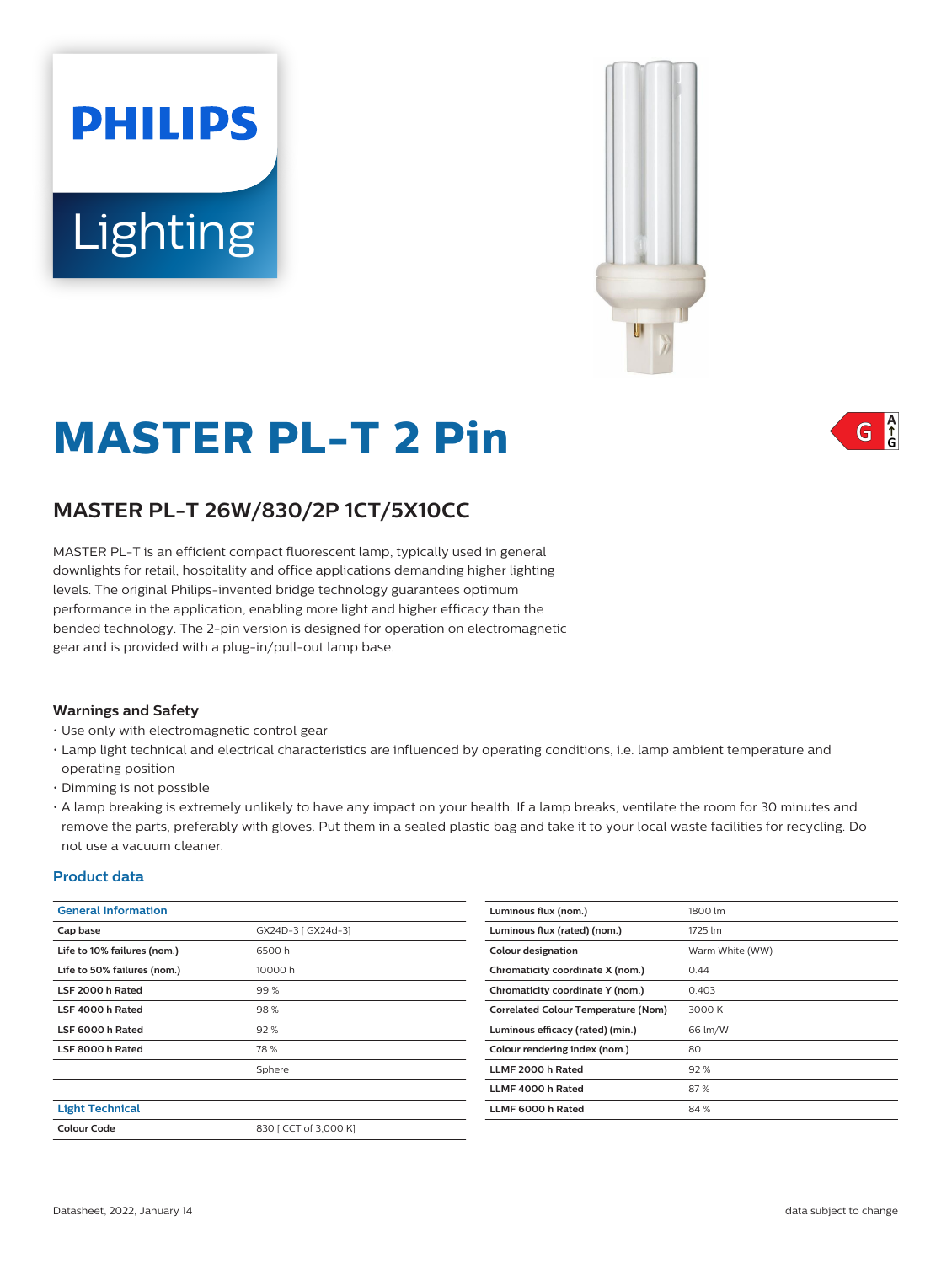PHILIPS

Lighting

# MASTER PL-T 2 Pin

G

## MASTER PL-T 26W/830/2P 1CT/5X10CC

MASTER PL-T is an efficient compact fluorescent lamp, typically used in general downlights for retail, hospitality and office applications demanding higher lighting levels. The original Philips-invented bridge technology guarantees optimum performance in the application, enabling more light and higher efficacy than the bended technology. The 2-pin version is designed for operation on electromagnetic gear and is provided with a plug-in/pull-out lamp base.

### Warnings and Safety

- Use only with electromagnetic control gear
- Lamp light technical and electrical characteristics are influenced by operating conditions, i.e. lamp ambient temperature and operating position
- Dimming is not possible
- A lamp breaking is extremely unlikely to have any impact on your health. If a lamp breaks, ventilate the room for 30 minutes and remove the parts, preferably with gloves. Put them in a sealed plastic bag and take it to your local waste facilities for recycling. Do not use a vacuum cleaner.

### Product data

| General Information | |
|---|---|
| Cap base | GX24D-3 [ GX24d-3] |
| Life to 10% failures (nom.) | 6500 h |
| Life to 50% failures (nom.) | 10000 h |
| LSF 2000 h Rated | 99 % |
| LSF 4000 h Rated | 98 % |
| LSF 6000 h Rated | 92 % |
| LSF 8000 h Rated | 78 % |
| | Sphere |

| Light Technical | |
|---|---|
| Colour Code | 830 [ CCT of 3,000 K] |
| Luminous flux (nom.) | 1800 lm |
| Luminous flux (rated) (nom.) | 1725 lm |
| Colour designation | Warm White (WW) |
| Chromaticity coordinate X (nom.) | 0.44 |
| Chromaticity coordinate Y (nom.) | 0.403 |
| Correlated Colour Temperature (Nom) | 3000 K |
| Luminous efficacy (rated) (min.) | 66 lm/W |
| Colour rendering index (nom.) | 80 |
| LLMF 2000 h Rated | 92 % |
| LLMF 4000 h Rated | 87 % |
| LLMF 6000 h Rated | 84 % |

Datasheet, 2022, January 14 — data subject to change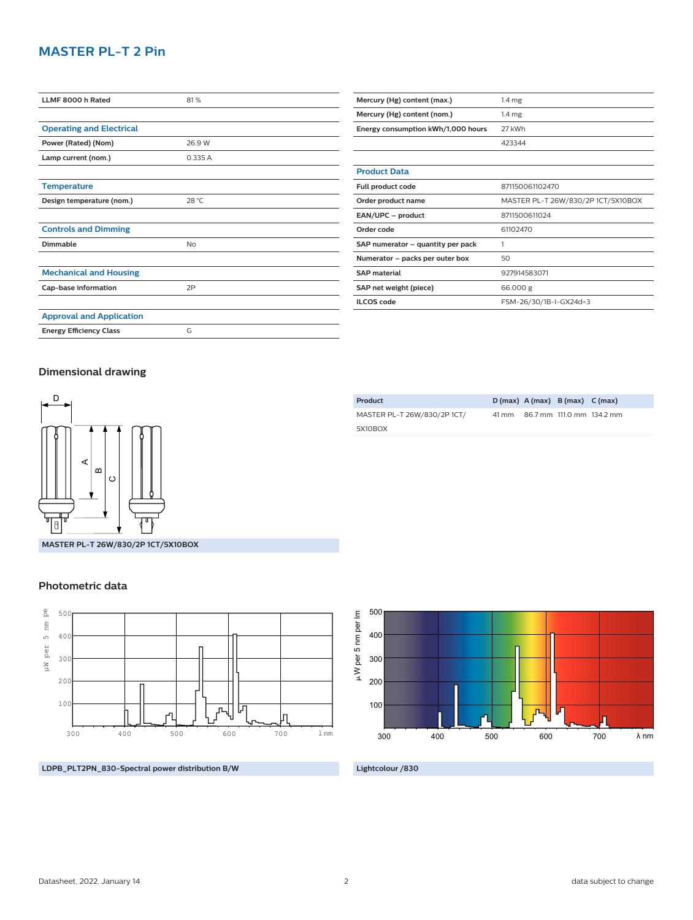# MASTER PL-T 2 Pin

| | |
|---|---|
| LLMF 8000 h Rated | 81 % |

| **Operating and Electrical** | |
|---|---|
| Power (Rated) (Nom) | 26.9 W |
| Lamp current (nom.) | 0.335 A |

| **Temperature** | |
|---|---|
| Design temperature (nom.) | 28 °C |

| **Controls and Dimming** | |
|---|---|
| Dimmable | No |

| **Mechanical and Housing** | |
|---|---|
| Cap-base information | 2P |

| **Approval and Application** | |
|---|---|
| Energy Efficiency Class | G |

| | |
|---|---|
| Mercury (Hg) content (max.) | 1.4 mg |
| Mercury (Hg) content (nom.) | 1.4 mg |
| Energy consumption kWh/1,000 hours | 27 kWh |
| | 423344 |

| **Product Data** | |
|---|---|
| Full product code | 871150061102470 |
| Order product name | MASTER PL-T 26W/830/2P 1CT/5X10BOX |
| EAN/UPC – product | 8711500611024 |
| Order code | 61102470 |
| SAP numerator – quantity per pack | 1 |
| Numerator – packs per outer box | 50 |
| SAP material | 927914583071 |
| SAP net weight (piece) | 66.000 g |
| ILCOS code | FSM-26/30/1B-I-GX24d=3 |

## Dimensional drawing

MASTER PL-T 26W/830/2P 1CT/5X10BOX

| Product | D (max) | A (max) | B (max) | C (max) |
|---|---|---|---|---|
| MASTER PL-T 26W/830/2P 1CT/ 5X10BOX | 41 mm | 86.7 mm | 111.0 mm | 134.2 mm |

## Photometric data

LDPB_PLT2PN_830-Spectral power distribution B/W

Lightcolour /830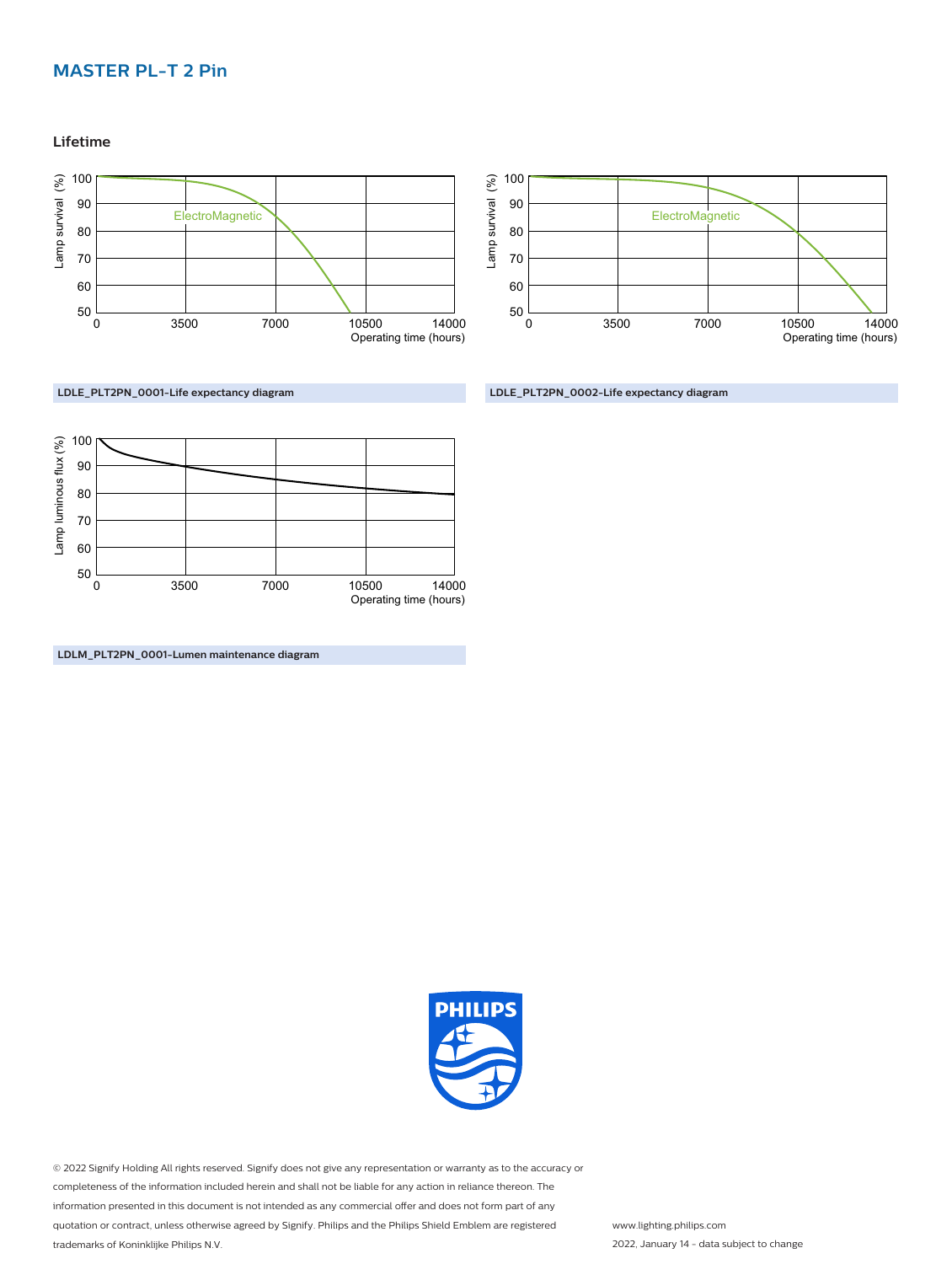## MASTER PL-T 2 Pin

### Lifetime

Lamp survival (%)
100
90
80
70
60
50
0
3500
7000
10500
14000
Operating time (hours)
ElectroMagnetic

**LDLE_PLT2PN_0001-Life expectancy diagram**

Lamp survival (%)
100
90
80
70
60
50
0
3500
7000
10500
14000
Operating time (hours)
ElectroMagnetic

**LDLE_PLT2PN_0002-Life expectancy diagram**

Lamp luminous flux (%)
100
90
80
70
60
50
0
3500
7000
10500
14000
Operating time (hours)

**LDLM_PLT2PN_0001-Lumen maintenance diagram**

© 2022 Signify Holding All rights reserved. Signify does not give any representation or warranty as to the accuracy or completeness of the information included herein and shall not be liable for any action in reliance thereon. The information presented in this document is not intended as any commercial offer and does not form part of any quotation or contract, unless otherwise agreed by Signify. Philips and the Philips Shield Emblem are registered trademarks of Koninklijke Philips N.V.

www.lighting.philips.com

2022, January 14 - data subject to change